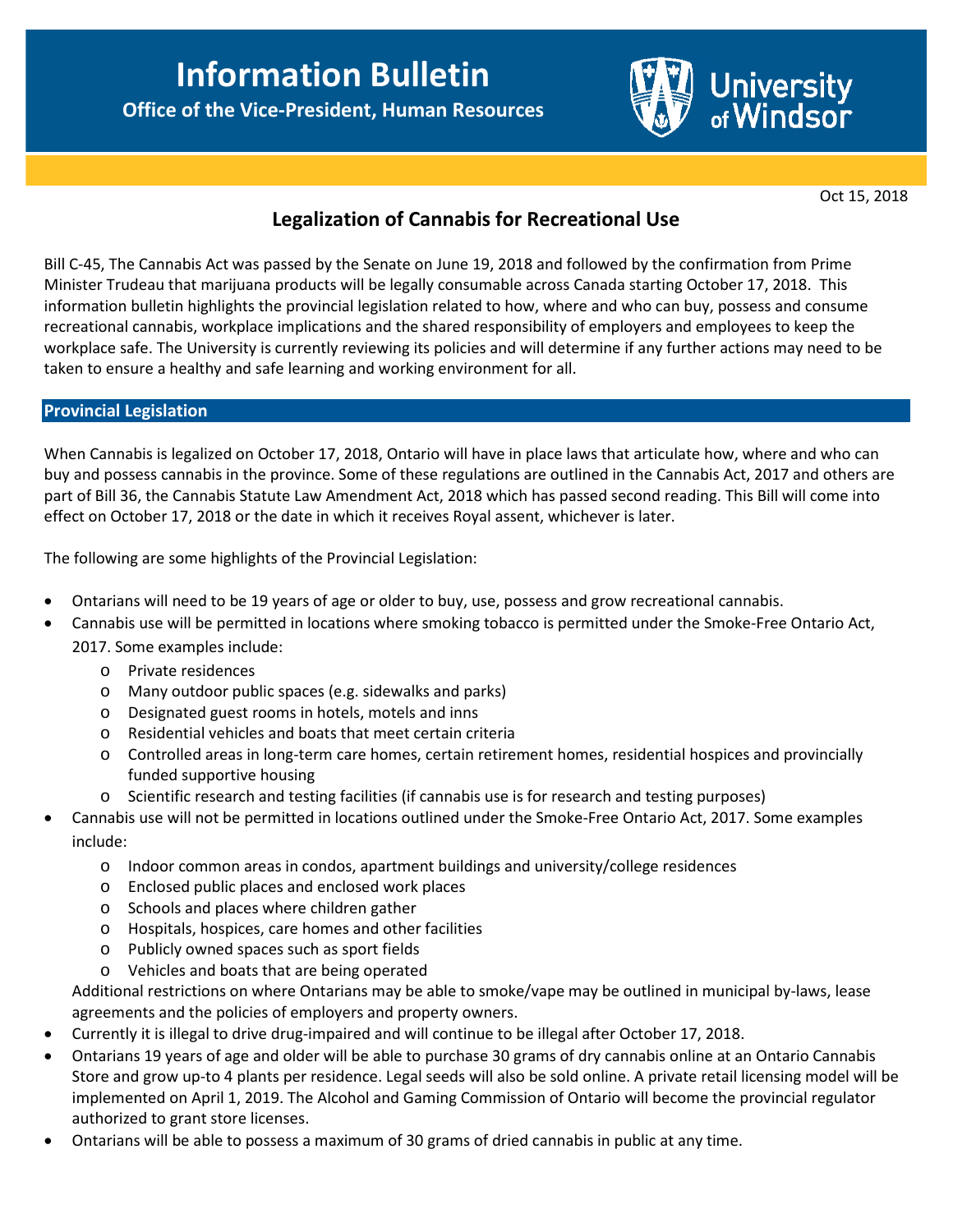# Information Bulletin

**Office of the Vice-President, Human Resources**

University of Windsor

Oct 15, 2018

## Legalization of Cannabis for Recreational Use

Bill C-45, The Cannabis Act was passed by the Senate on June 19, 2018 and followed by the confirmation from Prime Minister Trudeau that marijuana products will be legally consumable across Canada starting October 17, 2018. This information bulletin highlights the provincial legislation related to how, where and who can buy, possess and consume recreational cannabis, workplace implications and the shared responsibility of employers and employees to keep the workplace safe. The University is currently reviewing its policies and will determine if any further actions may need to be taken to ensure a healthy and safe learning and working environment for all.

### Provincial Legislation

When Cannabis is legalized on October 17, 2018, Ontario will have in place laws that articulate how, where and who can buy and possess cannabis in the province. Some of these regulations are outlined in the Cannabis Act, 2017 and others are part of Bill 36, the Cannabis Statute Law Amendment Act, 2018 which has passed second reading. This Bill will come into effect on October 17, 2018 or the date in which it receives Royal assent, whichever is later.

The following are some highlights of the Provincial Legislation:

- Ontarians will need to be 19 years of age or older to buy, use, possess and grow recreational cannabis.
- Cannabis use will be permitted in locations where smoking tobacco is permitted under the Smoke-Free Ontario Act, 2017. Some examples include:
  - Private residences
  - Many outdoor public spaces (e.g. sidewalks and parks)
  - Designated guest rooms in hotels, motels and inns
  - Residential vehicles and boats that meet certain criteria
  - Controlled areas in long-term care homes, certain retirement homes, residential hospices and provincially funded supportive housing
  - Scientific research and testing facilities (if cannabis use is for research and testing purposes)
- Cannabis use will not be permitted in locations outlined under the Smoke-Free Ontario Act, 2017. Some examples include:
  - Indoor common areas in condos, apartment buildings and university/college residences
  - Enclosed public places and enclosed work places
  - Schools and places where children gather
  - Hospitals, hospices, care homes and other facilities
  - Publicly owned spaces such as sport fields
  - Vehicles and boats that are being operated

  Additional restrictions on where Ontarians may be able to smoke/vape may be outlined in municipal by-laws, lease agreements and the policies of employers and property owners.
- Currently it is illegal to drive drug-impaired and will continue to be illegal after October 17, 2018.
- Ontarians 19 years of age and older will be able to purchase 30 grams of dry cannabis online at an Ontario Cannabis Store and grow up-to 4 plants per residence. Legal seeds will also be sold online. A private retail licensing model will be implemented on April 1, 2019. The Alcohol and Gaming Commission of Ontario will become the provincial regulator authorized to grant store licenses.
- Ontarians will be able to possess a maximum of 30 grams of dried cannabis in public at any time.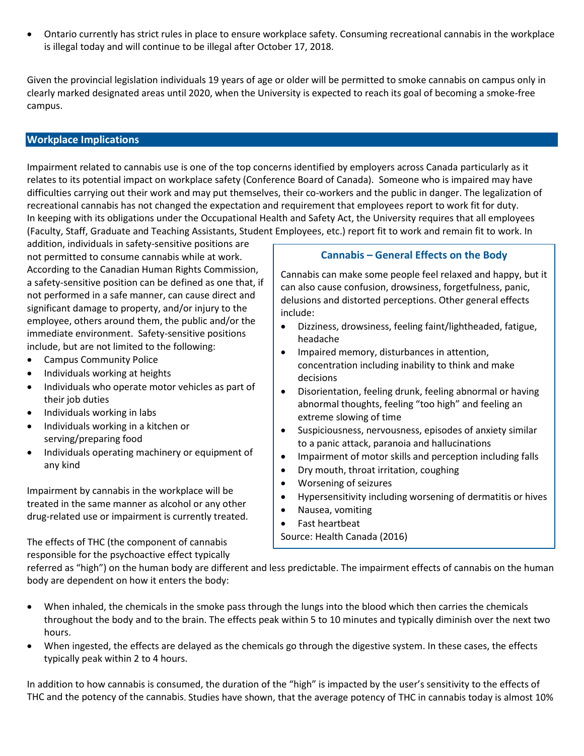- Ontario currently has strict rules in place to ensure workplace safety. Consuming recreational cannabis in the workplace is illegal today and will continue to be illegal after October 17, 2018.

Given the provincial legislation individuals 19 years of age or older will be permitted to smoke cannabis on campus only in clearly marked designated areas until 2020, when the University is expected to reach its goal of becoming a smoke-free campus.

## Workplace Implications

Impairment related to cannabis use is one of the top concerns identified by employers across Canada particularly as it relates to its potential impact on workplace safety (Conference Board of Canada). Someone who is impaired may have difficulties carrying out their work and may put themselves, their co-workers and the public in danger. The legalization of recreational cannabis has not changed the expectation and requirement that employees report to work fit for duty. In keeping with its obligations under the Occupational Health and Safety Act, the University requires that all employees (Faculty, Staff, Graduate and Teaching Assistants, Student Employees, etc.) report fit to work and remain fit to work. In addition, individuals in safety-sensitive positions are not permitted to consume cannabis while at work. According to the Canadian Human Rights Commission, a safety-sensitive position can be defined as one that, if not performed in a safe manner, can cause direct and significant damage to property, and/or injury to the employee, others around them, the public and/or the immediate environment. Safety-sensitive positions include, but are not limited to the following:

- Campus Community Police
- Individuals working at heights
- Individuals who operate motor vehicles as part of their job duties
- Individuals working in labs
- Individuals working in a kitchen or serving/preparing food
- Individuals operating machinery or equipment of any kind

Impairment by cannabis in the workplace will be treated in the same manner as alcohol or any other drug-related use or impairment is currently treated.

The effects of THC (the component of cannabis responsible for the psychoactive effect typically referred as "high") on the human body are different and less predictable. The impairment effects of cannabis on the human body are dependent on how it enters the body:

- When inhaled, the chemicals in the smoke pass through the lungs into the blood which then carries the chemicals throughout the body and to the brain. The effects peak within 5 to 10 minutes and typically diminish over the next two hours.
- When ingested, the effects are delayed as the chemicals go through the digestive system. In these cases, the effects typically peak within 2 to 4 hours.

In addition to how cannabis is consumed, the duration of the "high" is impacted by the user's sensitivity to the effects of THC and the potency of the cannabis. Studies have shown, that the average potency of THC in cannabis today is almost 10%

### Cannabis – General Effects on the Body

Cannabis can make some people feel relaxed and happy, but it can also cause confusion, drowsiness, forgetfulness, panic, delusions and distorted perceptions. Other general effects include:

- Dizziness, drowsiness, feeling faint/lightheaded, fatigue, headache
- Impaired memory, disturbances in attention, concentration including inability to think and make decisions
- Disorientation, feeling drunk, feeling abnormal or having abnormal thoughts, feeling "too high" and feeling an extreme slowing of time
- Suspiciousness, nervousness, episodes of anxiety similar to a panic attack, paranoia and hallucinations
- Impairment of motor skills and perception including falls
- Dry mouth, throat irritation, coughing
- Worsening of seizures
- Hypersensitivity including worsening of dermatitis or hives
- Nausea, vomiting
- Fast heartbeat

Source: Health Canada (2016)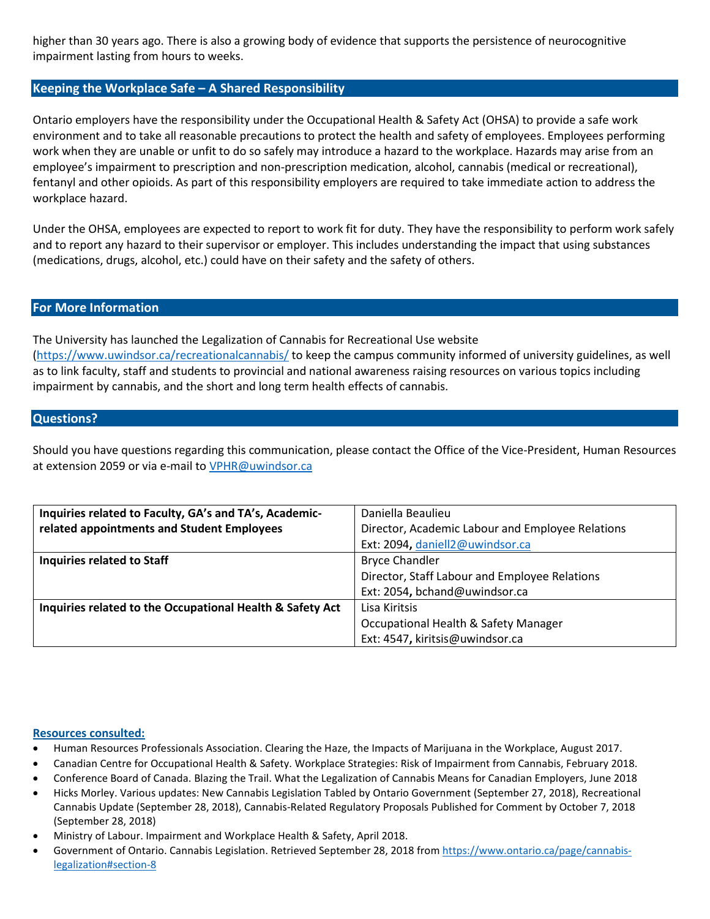higher than 30 years ago. There is also a growing body of evidence that supports the persistence of neurocognitive impairment lasting from hours to weeks.

## Keeping the Workplace Safe – A Shared Responsibility

Ontario employers have the responsibility under the Occupational Health & Safety Act (OHSA) to provide a safe work environment and to take all reasonable precautions to protect the health and safety of employees. Employees performing work when they are unable or unfit to do so safely may introduce a hazard to the workplace. Hazards may arise from an employee's impairment to prescription and non-prescription medication, alcohol, cannabis (medical or recreational), fentanyl and other opioids. As part of this responsibility employers are required to take immediate action to address the workplace hazard.

Under the OHSA, employees are expected to report to work fit for duty. They have the responsibility to perform work safely and to report any hazard to their supervisor or employer. This includes understanding the impact that using substances (medications, drugs, alcohol, etc.) could have on their safety and the safety of others.

## For More Information

The University has launched the Legalization of Cannabis for Recreational Use website (https://www.uwindsor.ca/recreationalcannabis/ to keep the campus community informed of university guidelines, as well as to link faculty, staff and students to provincial and national awareness raising resources on various topics including impairment by cannabis, and the short and long term health effects of cannabis.

## Questions?

Should you have questions regarding this communication, please contact the Office of the Vice-President, Human Resources at extension 2059 or via e-mail to VPHR@uwindsor.ca

| | |
|---|---|
| **Inquiries related to Faculty, GA's and TA's, Academic-related appointments and Student Employees** | Daniella Beaulieu<br>Director, Academic Labour and Employee Relations<br>Ext: 2094, daniell2@uwindsor.ca |
| **Inquiries related to Staff** | Bryce Chandler<br>Director, Staff Labour and Employee Relations<br>Ext: 2054, bchand@uwindsor.ca |
| **Inquiries related to the Occupational Health & Safety Act** | Lisa Kiritsis<br>Occupational Health & Safety Manager<br>Ext: 4547, kiritsis@uwindsor.ca |

**Resources consulted:**

- Human Resources Professionals Association. Clearing the Haze, the Impacts of Marijuana in the Workplace, August 2017.
- Canadian Centre for Occupational Health & Safety. Workplace Strategies: Risk of Impairment from Cannabis, February 2018.
- Conference Board of Canada. Blazing the Trail. What the Legalization of Cannabis Means for Canadian Employers, June 2018
- Hicks Morley. Various updates: New Cannabis Legislation Tabled by Ontario Government (September 27, 2018), Recreational Cannabis Update (September 28, 2018), Cannabis-Related Regulatory Proposals Published for Comment by October 7, 2018 (September 28, 2018)
- Ministry of Labour. Impairment and Workplace Health & Safety, April 2018.
- Government of Ontario. Cannabis Legislation. Retrieved September 28, 2018 from https://www.ontario.ca/page/cannabis-legalization#section-8